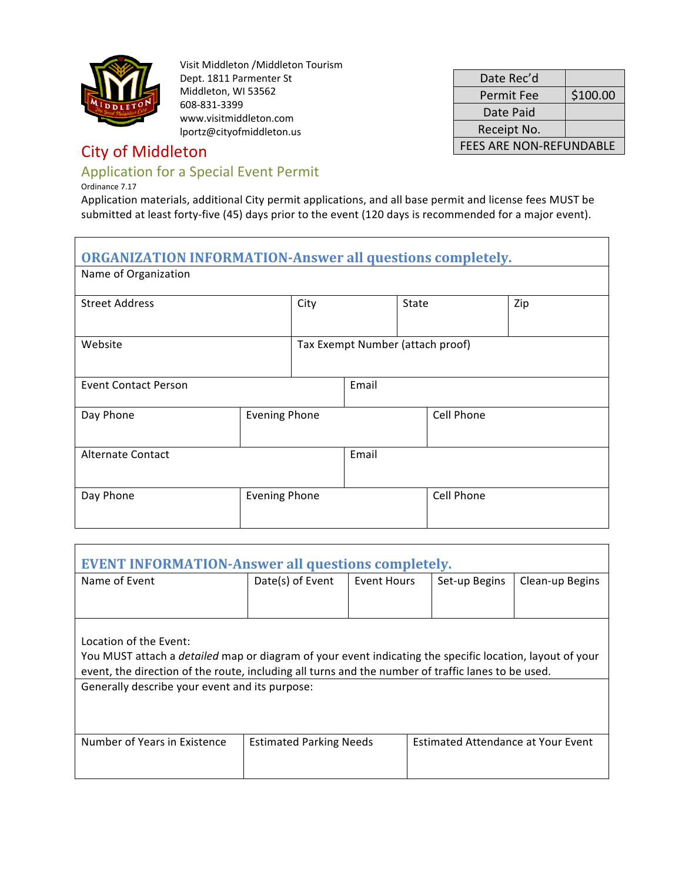Visit Middleton /Middleton Tourism
Dept. 1811 Parmenter St
Middleton, WI 53562
608-831-3399
www.visitmiddleton.com
lportz@cityofmiddleton.us

| Date Rec'd | |
|---|---|
| Permit Fee | $100.00 |
| Date Paid | |
| Receipt No. | |
| FEES ARE NON-REFUNDABLE | |

# City of Middleton

## Application for a Special Event Permit

Ordinance 7.17

Application materials, additional City permit applications, and all base permit and license fees MUST be submitted at least forty-five (45) days prior to the event (120 days is recommended for a major event).

### ORGANIZATION INFORMATION-Answer all questions completely.

| Name of Organization | | | |
|---|---|---|---|
| Street Address | City | State | Zip |
| Website | Tax Exempt Number (attach proof) | | |
| Event Contact Person | Email | | |
| Day Phone | Evening Phone | Cell Phone | |
| Alternate Contact | Email | | |
| Day Phone | Evening Phone | Cell Phone | |

### EVENT INFORMATION-Answer all questions completely.

| Name of Event | Date(s) of Event | Event Hours | Set-up Begins | Clean-up Begins |
|---|---|---|---|---|

Location of the Event:
You MUST attach a *detailed* map or diagram of your event indicating the specific location, layout of your event, the direction of the route, including all turns and the number of traffic lanes to be used.

Generally describe your event and its purpose:

| Number of Years in Existence | Estimated Parking Needs | Estimated Attendance at Your Event |
|---|---|---|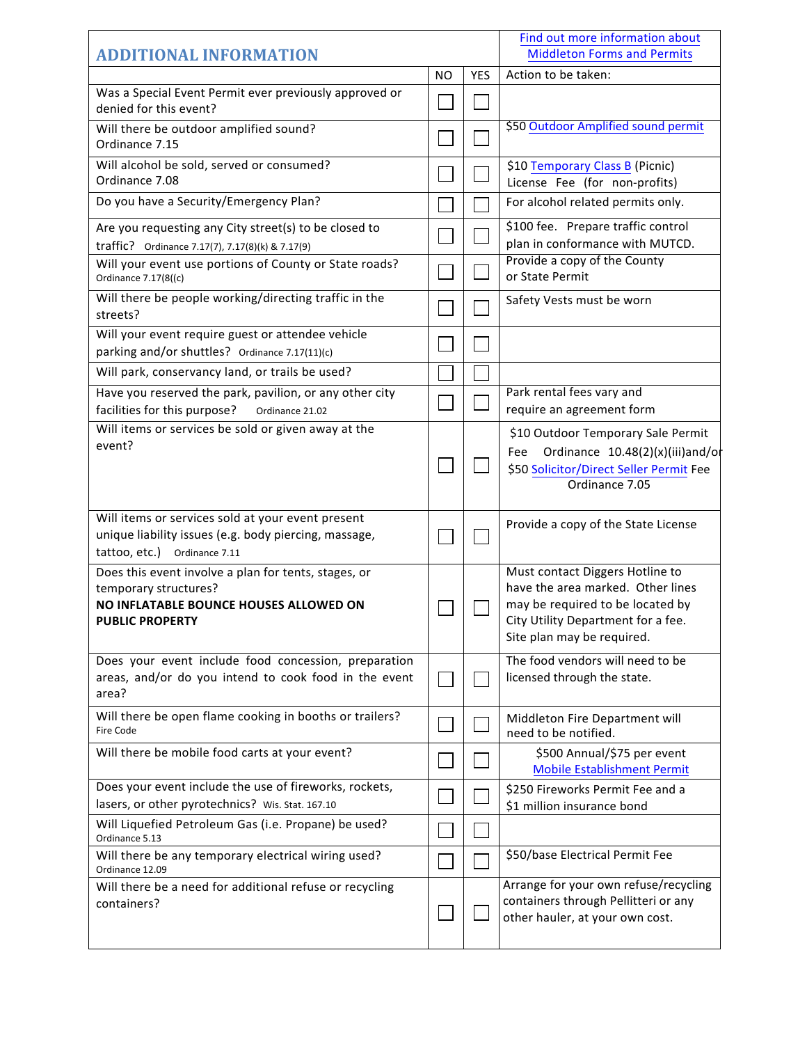| ADDITIONAL INFORMATION | | | Find out more information about Middleton Forms and Permits |
|---|---|---|---|
| | NO | YES | Action to be taken: |
| Was a Special Event Permit ever previously approved or denied for this event? | ☐ | ☐ | |
| Will there be outdoor amplified sound? Ordinance 7.15 | ☐ | ☐ | $50 Outdoor Amplified sound permit |
| Will alcohol be sold, served or consumed? Ordinance 7.08 | ☐ | ☐ | $10 Temporary Class B (Picnic) License Fee (for non-profits) |
| Do you have a Security/Emergency Plan? | ☐ | ☐ | For alcohol related permits only. |
| Are you requesting any City street(s) to be closed to traffic? Ordinance 7.17(7), 7.17(8)(k) & 7.17(9) | ☐ | ☐ | $100 fee. Prepare traffic control plan in conformance with MUTCD. |
| Will your event use portions of County or State roads? Ordinance 7.17(8((c) | ☐ | ☐ | Provide a copy of the County or State Permit |
| Will there be people working/directing traffic in the streets? | ☐ | ☐ | Safety Vests must be worn |
| Will your event require guest or attendee vehicle parking and/or shuttles? Ordinance 7.17(11)(c) | ☐ | ☐ | |
| Will park, conservancy land, or trails be used? | ☐ | ☐ | |
| Have you reserved the park, pavilion, or any other city facilities for this purpose? Ordinance 21.02 | ☐ | ☐ | Park rental fees vary and require an agreement form |
| Will items or services be sold or given away at the event? | ☐ | ☐ | $10 Outdoor Temporary Sale Permit Fee Ordinance 10.48(2)(x)(iii)and/or $50 Solicitor/Direct Seller Permit Fee Ordinance 7.05 |
| Will items or services sold at your event present unique liability issues (e.g. body piercing, massage, tattoo, etc.) Ordinance 7.11 | ☐ | ☐ | Provide a copy of the State License |
| Does this event involve a plan for tents, stages, or temporary structures? **NO INFLATABLE BOUNCE HOUSES ALLOWED ON PUBLIC PROPERTY** | ☐ | ☐ | Must contact Diggers Hotline to have the area marked. Other lines may be required to be located by City Utility Department for a fee. Site plan may be required. |
| Does your event include food concession, preparation areas, and/or do you intend to cook food in the event area? | ☐ | ☐ | The food vendors will need to be licensed through the state. |
| Will there be open flame cooking in booths or trailers? Fire Code | ☐ | ☐ | Middleton Fire Department will need to be notified. |
| Will there be mobile food carts at your event? | ☐ | ☐ | $500 Annual/$75 per event Mobile Establishment Permit |
| Does your event include the use of fireworks, rockets, lasers, or other pyrotechnics? Wis. Stat. 167.10 | ☐ | ☐ | $250 Fireworks Permit Fee and a $1 million insurance bond |
| Will Liquefied Petroleum Gas (i.e. Propane) be used? Ordinance 5.13 | ☐ | ☐ | |
| Will there be any temporary electrical wiring used? Ordinance 12.09 | ☐ | ☐ | $50/base Electrical Permit Fee |
| Will there be a need for additional refuse or recycling containers? | ☐ | ☐ | Arrange for your own refuse/recycling containers through Pellitteri or any other hauler, at your own cost. |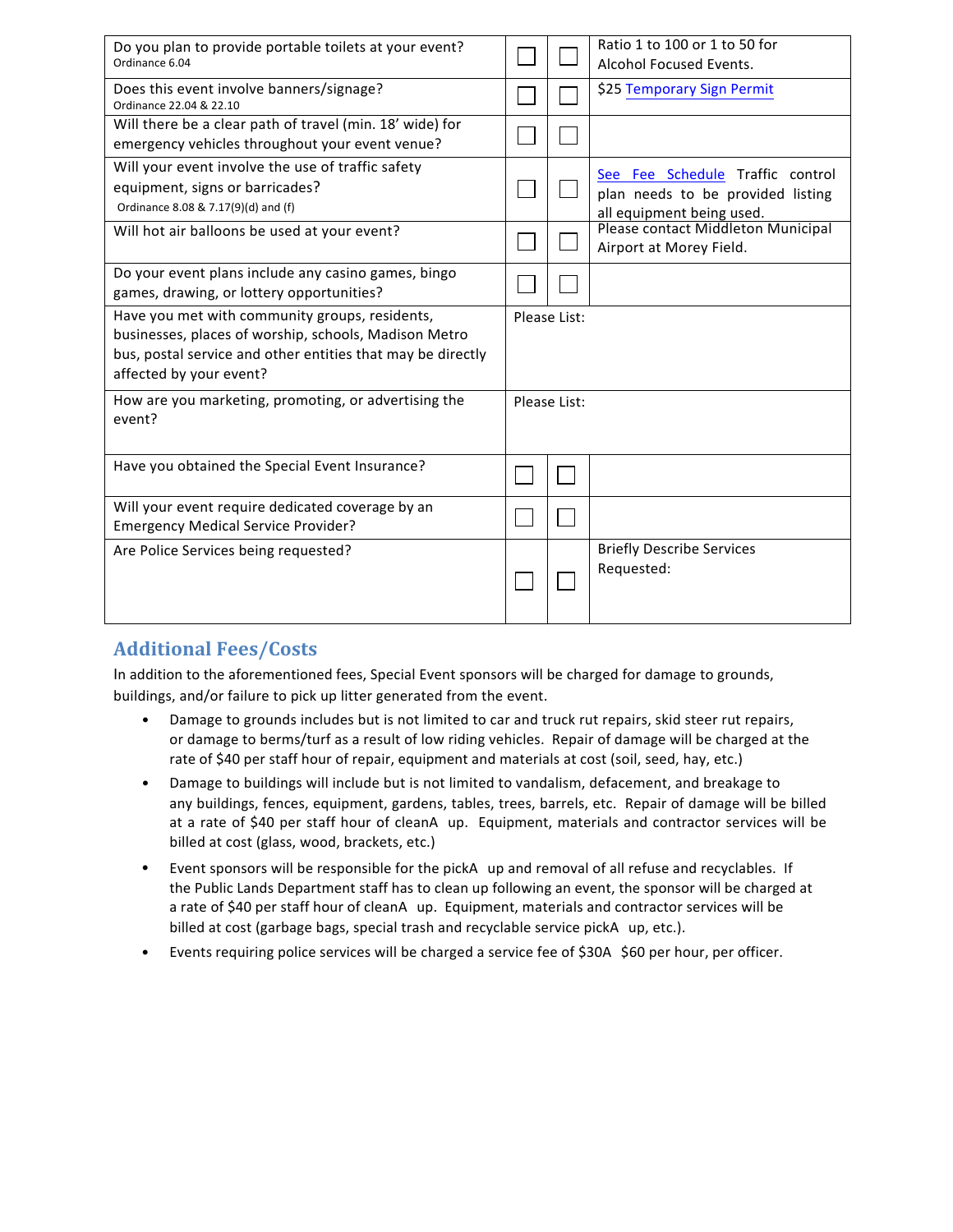| | | | |
|---|---|---|---|
| Do you plan to provide portable toilets at your event?<br>Ordinance 6.04 | ☐ | ☐ | Ratio 1 to 100 or 1 to 50 for Alcohol Focused Events. |
| Does this event involve banners/signage?<br>Ordinance 22.04 & 22.10 | ☐ | ☐ | $25 Temporary Sign Permit |
| Will there be a clear path of travel (min. 18' wide) for emergency vehicles throughout your event venue? | ☐ | ☐ | |
| Will your event involve the use of traffic safety equipment, signs or barricades?<br>Ordinance 8.08 & 7.17(9)(d) and (f) | ☐ | ☐ | See Fee Schedule Traffic control plan needs to be provided listing all equipment being used. |
| Will hot air balloons be used at your event? | ☐ | ☐ | Please contact Middleton Municipal Airport at Morey Field. |
| Do your event plans include any casino games, bingo games, drawing, or lottery opportunities? | ☐ | ☐ | |
| Have you met with community groups, residents, businesses, places of worship, schools, Madison Metro bus, postal service and other entities that may be directly affected by your event? | Please List: | | |
| How are you marketing, promoting, or advertising the event? | Please List: | | |
| Have you obtained the Special Event Insurance? | ☐ | ☐ | |
| Will your event require dedicated coverage by an Emergency Medical Service Provider? | ☐ | ☐ | |
| Are Police Services being requested? | ☐ | ☐ | Briefly Describe Services Requested: |

## Additional Fees/Costs

In addition to the aforementioned fees, Special Event sponsors will be charged for damage to grounds, buildings, and/or failure to pick up litter generated from the event.

- Damage to grounds includes but is not limited to car and truck rut repairs, skid steer rut repairs, or damage to berms/turf as a result of low riding vehicles. Repair of damage will be charged at the rate of $40 per staff hour of repair, equipment and materials at cost (soil, seed, hay, etc.)
- Damage to buildings will include but is not limited to vandalism, defacement, and breakage to any buildings, fences, equipment, gardens, tables, trees, barrels, etc. Repair of damage will be billed at a rate of $40 per staff hour of cleanA up. Equipment, materials and contractor services will be billed at cost (glass, wood, brackets, etc.)
- Event sponsors will be responsible for the pickA up and removal of all refuse and recyclables. If the Public Lands Department staff has to clean up following an event, the sponsor will be charged at a rate of $40 per staff hour of cleanA up. Equipment, materials and contractor services will be billed at cost (garbage bags, special trash and recyclable service pickA up, etc.).
- Events requiring police services will be charged a service fee of $30A $60 per hour, per officer.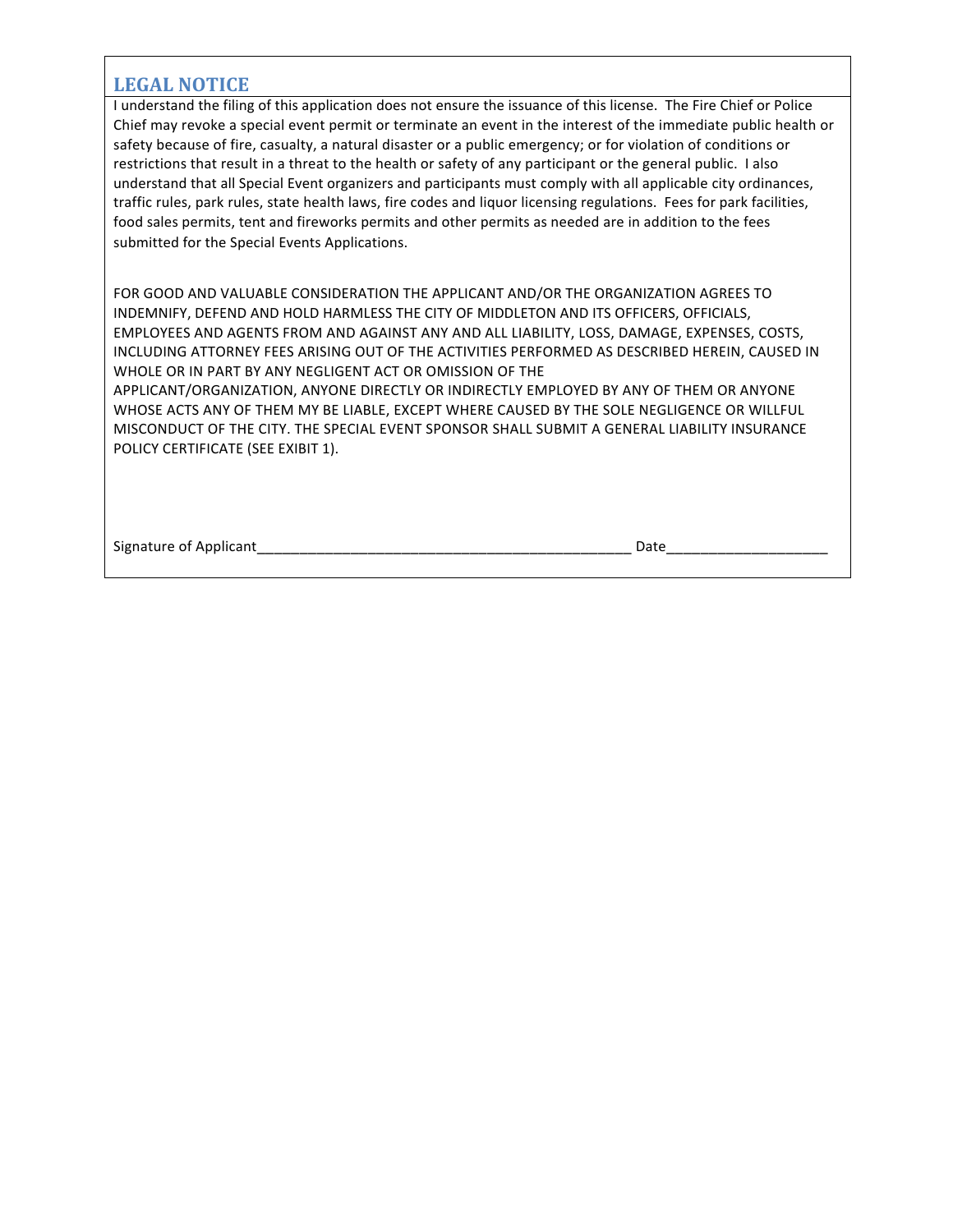## LEGAL NOTICE

I understand the filing of this application does not ensure the issuance of this license. The Fire Chief or Police Chief may revoke a special event permit or terminate an event in the interest of the immediate public health or safety because of fire, casualty, a natural disaster or a public emergency; or for violation of conditions or restrictions that result in a threat to the health or safety of any participant or the general public. I also understand that all Special Event organizers and participants must comply with all applicable city ordinances, traffic rules, park rules, state health laws, fire codes and liquor licensing regulations. Fees for park facilities, food sales permits, tent and fireworks permits and other permits as needed are in addition to the fees submitted for the Special Events Applications.

FOR GOOD AND VALUABLE CONSIDERATION THE APPLICANT AND/OR THE ORGANIZATION AGREES TO INDEMNIFY, DEFEND AND HOLD HARMLESS THE CITY OF MIDDLETON AND ITS OFFICERS, OFFICIALS, EMPLOYEES AND AGENTS FROM AND AGAINST ANY AND ALL LIABILITY, LOSS, DAMAGE, EXPENSES, COSTS, INCLUDING ATTORNEY FEES ARISING OUT OF THE ACTIVITIES PERFORMED AS DESCRIBED HEREIN, CAUSED IN WHOLE OR IN PART BY ANY NEGLIGENT ACT OR OMISSION OF THE APPLICANT/ORGANIZATION, ANYONE DIRECTLY OR INDIRECTLY EMPLOYED BY ANY OF THEM OR ANYONE WHOSE ACTS ANY OF THEM MY BE LIABLE, EXCEPT WHERE CAUSED BY THE SOLE NEGLIGENCE OR WILLFUL MISCONDUCT OF THE CITY. THE SPECIAL EVENT SPONSOR SHALL SUBMIT A GENERAL LIABILITY INSURANCE POLICY CERTIFICATE (SEE EXIBIT 1).

Signature of Applicant_______________________________________________ Date____________________